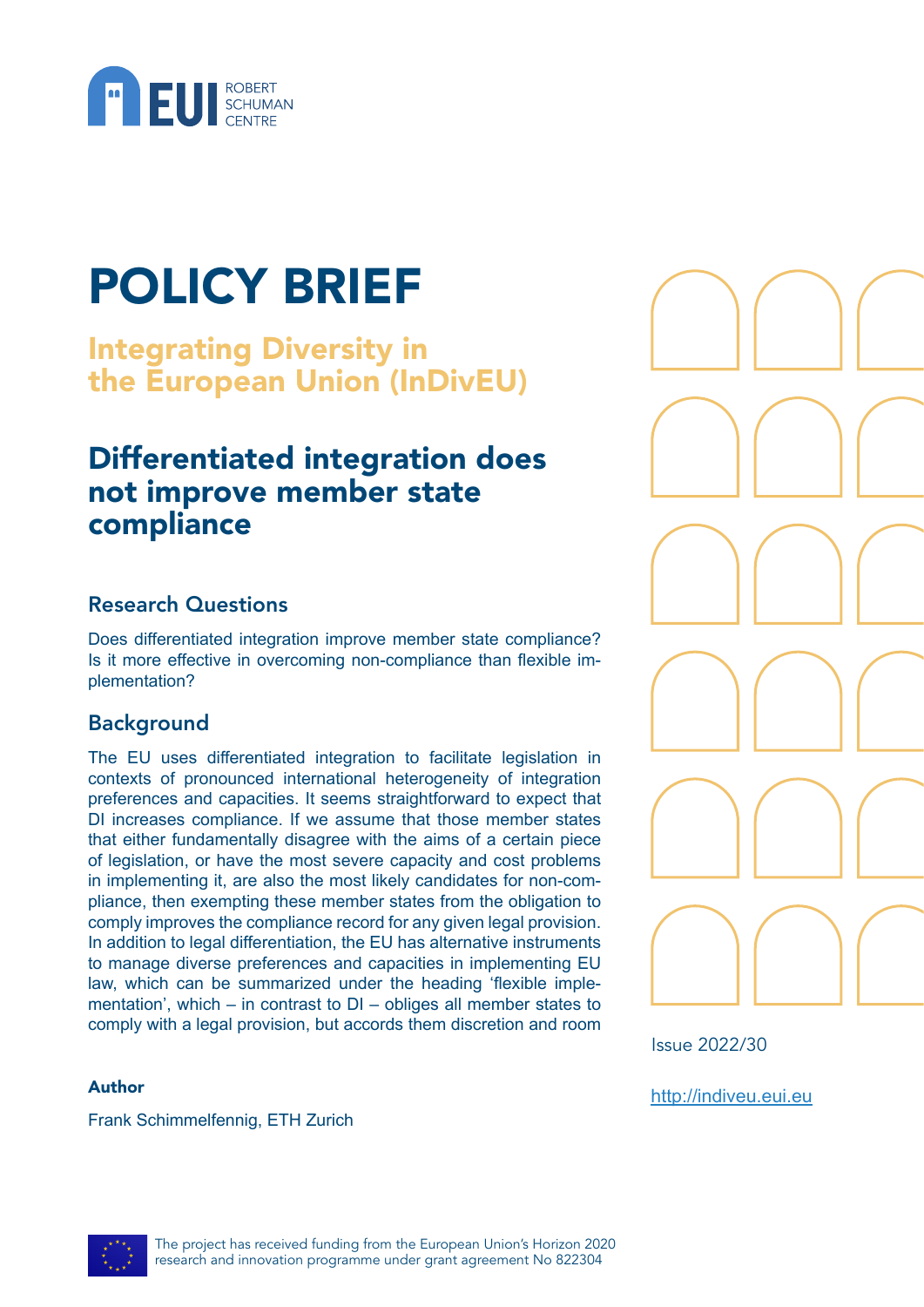# POLICY BRIEF

## Integrating Diversity in the European Union (InDivEU)

# Differentiated integration does not improve member state compliance

### Research Questions

Does differentiated integration improve member state compliance? Is it more effective in overcoming non-compliance than flexible implementation?

### Background

The EU uses differentiated integration to facilitate legislation in contexts of pronounced international heterogeneity of integration preferences and capacities. It seems straightforward to expect that DI increases compliance. If we assume that those member states that either fundamentally disagree with the aims of a certain piece of legislation, or have the most severe capacity and cost problems in implementing it, are also the most likely candidates for non-compliance, then exempting these member states from the obligation to comply improves the compliance record for any given legal provision. In addition to legal differentiation, the EU has alternative instruments to manage diverse preferences and capacities in implementing EU law, which can be summarized under the heading 'flexible implementation', which – in contrast to DI – obliges all member states to comply with a legal provision, but accords them discretion and room

Issue 2022/30

http://indiveu.eui.eu

**Author**

Frank Schimmelfennig, ETH Zurich

The project has received funding from the European Union's Horizon 2020 research and innovation programme under grant agreement No 822304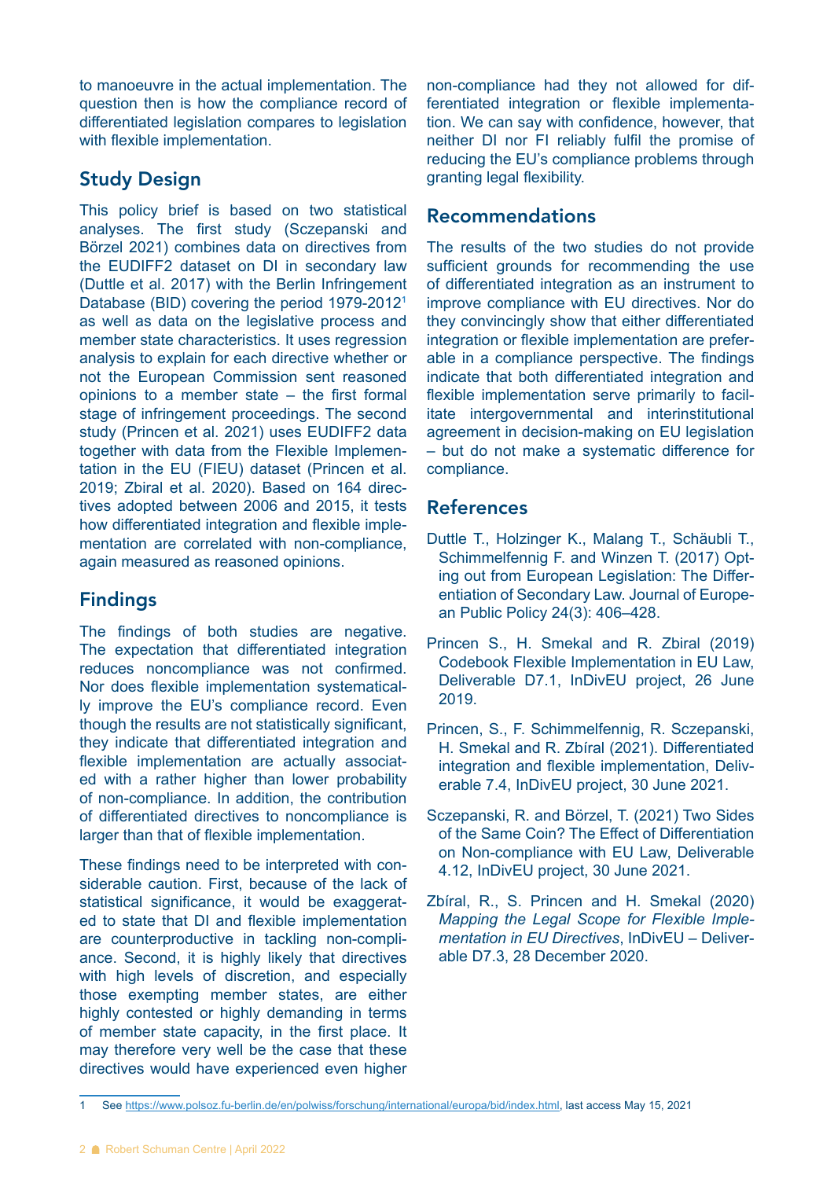to manoeuvre in the actual implementation. The question then is how the compliance record of differentiated legislation compares to legislation with flexible implementation.

## Study Design

This policy brief is based on two statistical analyses. The first study (Sczepanski and Börzel 2021) combines data on directives from the EUDIFF2 dataset on DI in secondary law (Duttle et al. 2017) with the Berlin Infringement Database (BID) covering the period 1979-2012[1] as well as data on the legislative process and member state characteristics. It uses regression analysis to explain for each directive whether or not the European Commission sent reasoned opinions to a member state – the first formal stage of infringement proceedings. The second study (Princen et al. 2021) uses EUDIFF2 data together with data from the Flexible Implementation in the EU (FIEU) dataset (Princen et al. 2019; Zbiral et al. 2020). Based on 164 directives adopted between 2006 and 2015, it tests how differentiated integration and flexible implementation are correlated with non-compliance, again measured as reasoned opinions.

## Findings

The findings of both studies are negative. The expectation that differentiated integration reduces noncompliance was not confirmed. Nor does flexible implementation systematically improve the EU's compliance record. Even though the results are not statistically significant, they indicate that differentiated integration and flexible implementation are actually associated with a rather higher than lower probability of non-compliance. In addition, the contribution of differentiated directives to noncompliance is larger than that of flexible implementation.

These findings need to be interpreted with considerable caution. First, because of the lack of statistical significance, it would be exaggerated to state that DI and flexible implementation are counterproductive in tackling non-compliance. Second, it is highly likely that directives with high levels of discretion, and especially those exempting member states, are either highly contested or highly demanding in terms of member state capacity, in the first place. It may therefore very well be the case that these directives would have experienced even higher non-compliance had they not allowed for differentiated integration or flexible implementation. We can say with confidence, however, that neither DI nor FI reliably fulfil the promise of reducing the EU's compliance problems through granting legal flexibility.

## Recommendations

The results of the two studies do not provide sufficient grounds for recommending the use of differentiated integration as an instrument to improve compliance with EU directives. Nor do they convincingly show that either differentiated integration or flexible implementation are preferable in a compliance perspective. The findings indicate that both differentiated integration and flexible implementation serve primarily to facilitate intergovernmental and interinstitutional agreement in decision-making on EU legislation – but do not make a systematic difference for compliance.

## References

Duttle T., Holzinger K., Malang T., Schäubli T., Schimmelfennig F. and Winzen T. (2017) Opting out from European Legislation: The Differentiation of Secondary Law. Journal of European Public Policy 24(3): 406–428.

Princen S., H. Smekal and R. Zbiral (2019) Codebook Flexible Implementation in EU Law, Deliverable D7.1, InDivEU project, 26 June 2019.

Princen, S., F. Schimmelfennig, R. Sczepanski, H. Smekal and R. Zbíral (2021). Differentiated integration and flexible implementation, Deliverable 7.4, InDivEU project, 30 June 2021.

Sczepanski, R. and Börzel, T. (2021) Two Sides of the Same Coin? The Effect of Differentiation on Non-compliance with EU Law, Deliverable 4.12, InDivEU project, 30 June 2021.

Zbíral, R., S. Princen and H. Smekal (2020) *Mapping the Legal Scope for Flexible Implementation in EU Directives*, InDivEU – Deliverable D7.3, 28 December 2020.

---

1 See https://www.polsoz.fu-berlin.de/en/polwiss/forschung/international/europa/bid/index.html, last access May 15, 2021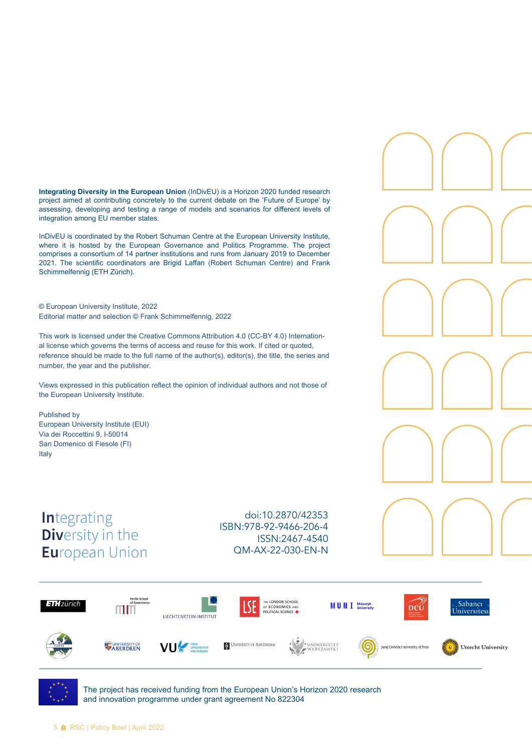**Integrating Diversity in the European Union** (InDivEU) is a Horizon 2020 funded research project aimed at contributing concretely to the current debate on the 'Future of Europe' by assessing, developing and testing a range of models and scenarios for different levels of integration among EU member states.

InDivEU is coordinated by the Robert Schuman Centre at the European University Institute, where it is hosted by the European Governance and Politics Programme. The project comprises a consortium of 14 partner institutions and runs from January 2019 to December 2021. The scientific coordinators are Brigid Laffan (Robert Schuman Centre) and Frank Schimmelfennig (ETH Zürich).

© European University Institute, 2022
Editorial matter and selection © Frank Schimmelfennig, 2022

This work is licensed under the Creative Commons Attribution 4.0 (CC-BY 4.0) International license which governs the terms of access and reuse for this work. If cited or quoted, reference should be made to the full name of the author(s), editor(s), the title, the series and number, the year and the publisher.

Views expressed in this publication reflect the opinion of individual authors and not those of the European University Institute.

Published by
European University Institute (EUI)
Via dei Roccettini 9, I-50014
San Domenico di Fiesole (FI)
Italy

**In**tegrating
**Div**ersity in the
**Eu**ropean Union

doi:10.2870/42353
ISBN:978-92-9466-206-4
ISSN:2467-4540
QM-AX-22-030-EN-N

The project has received funding from the European Union's Horizon 2020 research and innovation programme under grant agreement No 822304